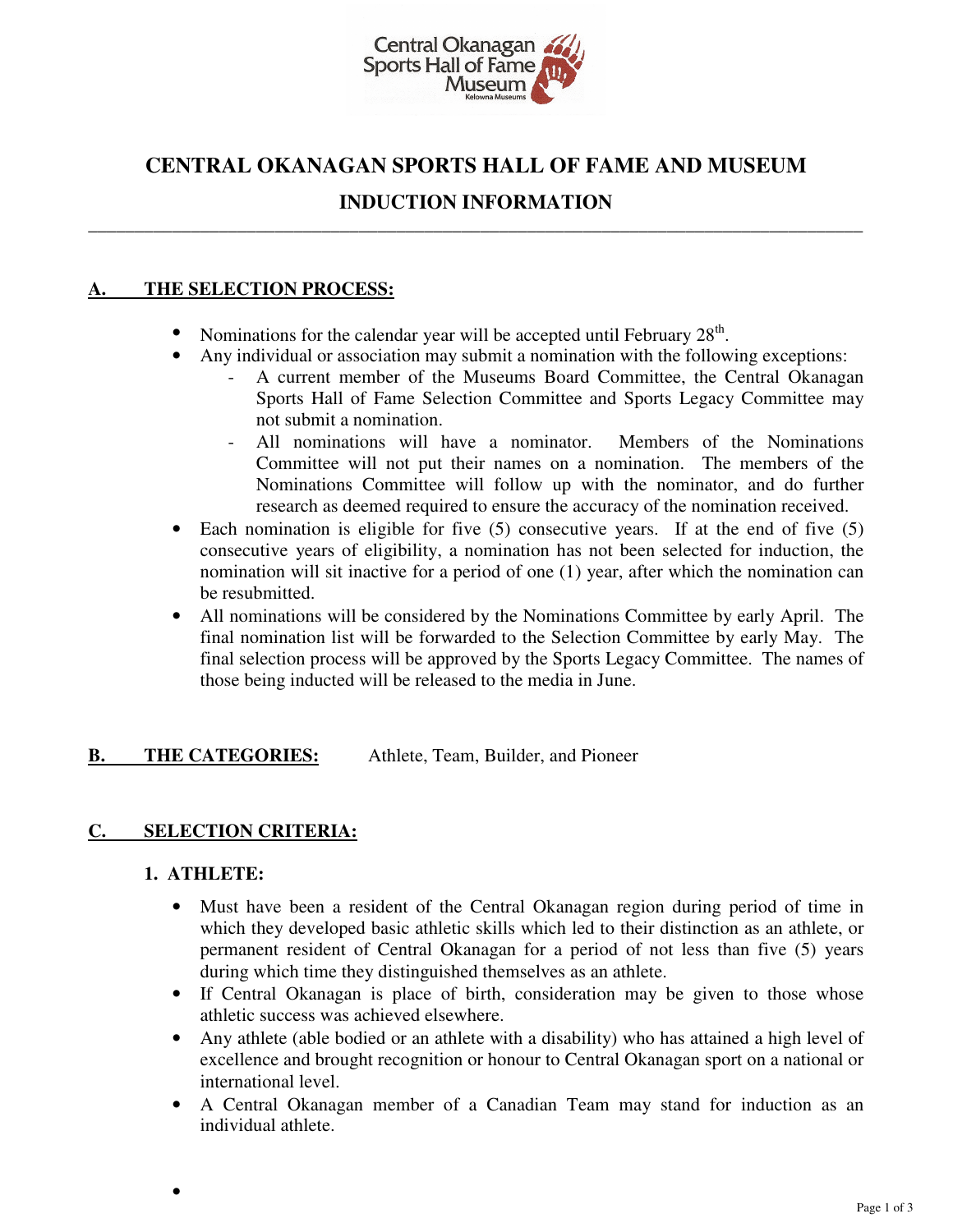# CENTRAL OKANAGAN SPORTS HALL OF FAME AND MUSEUM

## INDUCTION INFORMATION

---

## A. THE SELECTION PROCESS:

- Nominations for the calendar year will be accepted until February 28th.
- Any individual or association may submit a nomination with the following exceptions:
  - A current member of the Museums Board Committee, the Central Okanagan Sports Hall of Fame Selection Committee and Sports Legacy Committee may not submit a nomination.
  - All nominations will have a nominator. Members of the Nominations Committee will not put their names on a nomination. The members of the Nominations Committee will follow up with the nominator, and do further research as deemed required to ensure the accuracy of the nomination received.
- Each nomination is eligible for five (5) consecutive years. If at the end of five (5) consecutive years of eligibility, a nomination has not been selected for induction, the nomination will sit inactive for a period of one (1) year, after which the nomination can be resubmitted.
- All nominations will be considered by the Nominations Committee by early April. The final nomination list will be forwarded to the Selection Committee by early May. The final selection process will be approved by the Sports Legacy Committee. The names of those being inducted will be released to the media in June.

## B. THE CATEGORIES: Athlete, Team, Builder, and Pioneer

## C. SELECTION CRITERIA:

### 1. ATHLETE:

- Must have been a resident of the Central Okanagan region during period of time in which they developed basic athletic skills which led to their distinction as an athlete, or permanent resident of Central Okanagan for a period of not less than five (5) years during which time they distinguished themselves as an athlete.
- If Central Okanagan is place of birth, consideration may be given to those whose athletic success was achieved elsewhere.
- Any athlete (able bodied or an athlete with a disability) who has attained a high level of excellence and brought recognition or honour to Central Okanagan sport on a national or international level.
- A Central Okanagan member of a Canadian Team may stand for induction as an individual athlete.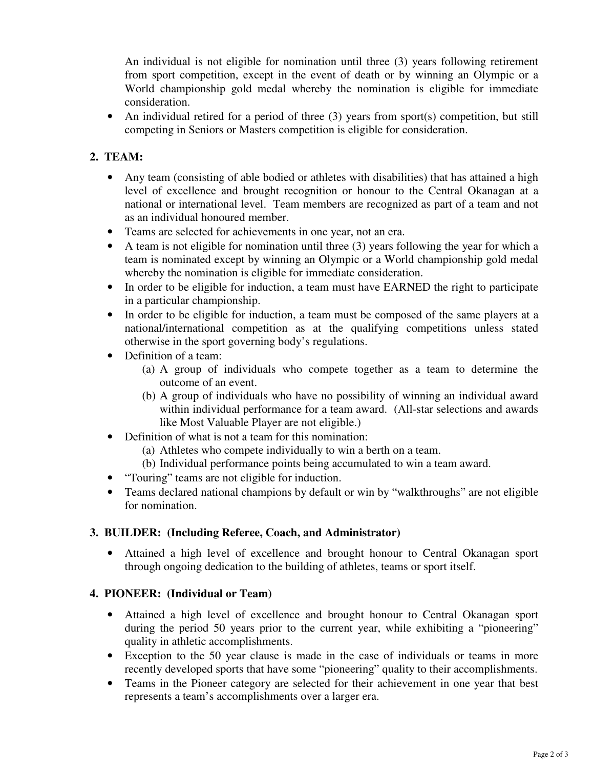An individual is not eligible for nomination until three (3) years following retirement from sport competition, except in the event of death or by winning an Olympic or a World championship gold medal whereby the nomination is eligible for immediate consideration.

- An individual retired for a period of three (3) years from sport(s) competition, but still competing in Seniors or Masters competition is eligible for consideration.

## 2. TEAM:

- Any team (consisting of able bodied or athletes with disabilities) that has attained a high level of excellence and brought recognition or honour to the Central Okanagan at a national or international level. Team members are recognized as part of a team and not as an individual honoured member.
- Teams are selected for achievements in one year, not an era.
- A team is not eligible for nomination until three (3) years following the year for which a team is nominated except by winning an Olympic or a World championship gold medal whereby the nomination is eligible for immediate consideration.
- In order to be eligible for induction, a team must have EARNED the right to participate in a particular championship.
- In order to be eligible for induction, a team must be composed of the same players at a national/international competition as at the qualifying competitions unless stated otherwise in the sport governing body's regulations.
- Definition of a team:
  - (a) A group of individuals who compete together as a team to determine the outcome of an event.
  - (b) A group of individuals who have no possibility of winning an individual award within individual performance for a team award. (All-star selections and awards like Most Valuable Player are not eligible.)
- Definition of what is not a team for this nomination:
  - (a) Athletes who compete individually to win a berth on a team.
  - (b) Individual performance points being accumulated to win a team award.
- "Touring" teams are not eligible for induction.
- Teams declared national champions by default or win by "walkthroughs" are not eligible for nomination.

## 3. BUILDER: (Including Referee, Coach, and Administrator)

- Attained a high level of excellence and brought honour to Central Okanagan sport through ongoing dedication to the building of athletes, teams or sport itself.

## 4. PIONEER: (Individual or Team)

- Attained a high level of excellence and brought honour to Central Okanagan sport during the period 50 years prior to the current year, while exhibiting a "pioneering" quality in athletic accomplishments.
- Exception to the 50 year clause is made in the case of individuals or teams in more recently developed sports that have some "pioneering" quality to their accomplishments.
- Teams in the Pioneer category are selected for their achievement in one year that best represents a team's accomplishments over a larger era.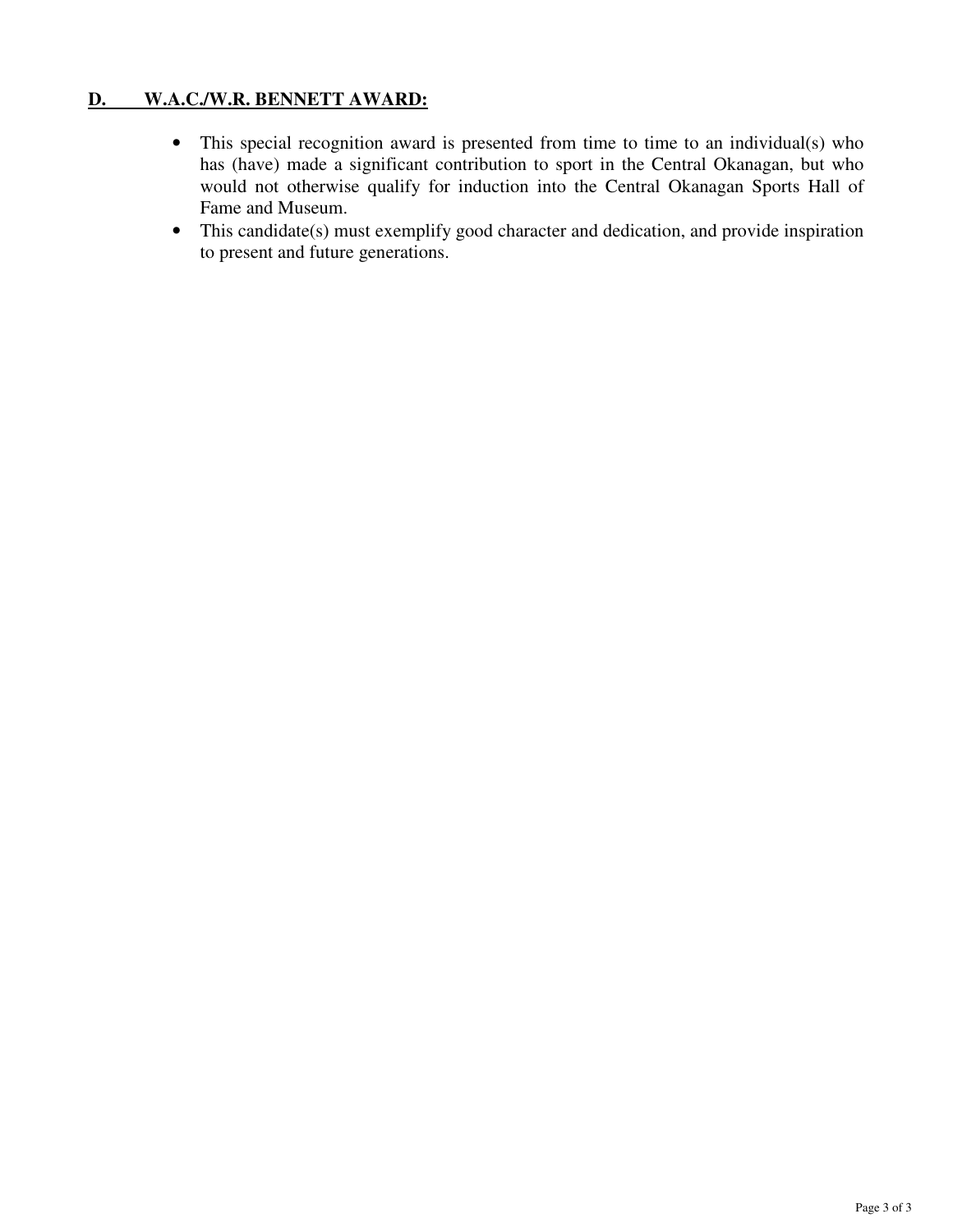## D. W.A.C./W.R. BENNETT AWARD:

- This special recognition award is presented from time to time to an individual(s) who has (have) made a significant contribution to sport in the Central Okanagan, but who would not otherwise qualify for induction into the Central Okanagan Sports Hall of Fame and Museum.
- This candidate(s) must exemplify good character and dedication, and provide inspiration to present and future generations.